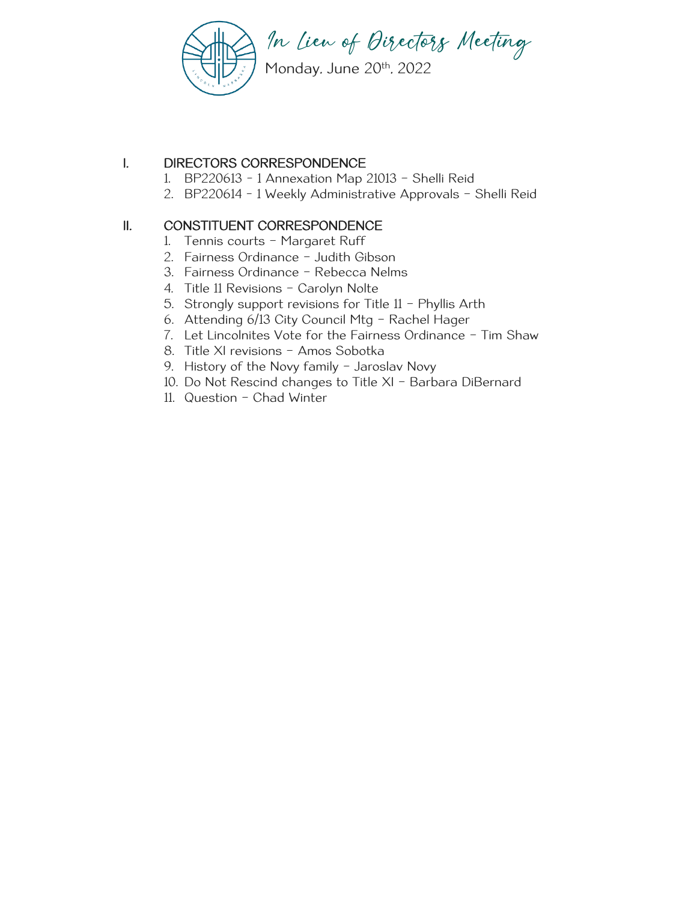# In Lieu of Directors Meeting

Monday, June 20th, 2022

## I. DIRECTORS CORRESPONDENCE

1. BP220613 - 1 Annexation Map 21013 – Shelli Reid
2. BP220614 - 1 Weekly Administrative Approvals – Shelli Reid

## II. CONSTITUENT CORRESPONDENCE

1. Tennis courts – Margaret Ruff
2. Fairness Ordinance – Judith Gibson
3. Fairness Ordinance – Rebecca Nelms
4. Title 11 Revisions – Carolyn Nolte
5. Strongly support revisions for Title 11 – Phyllis Arth
6. Attending 6/13 City Council Mtg – Rachel Hager
7. Let Lincolnites Vote for the Fairness Ordinance – Tim Shaw
8. Title XI revisions – Amos Sobotka
9. History of the Novy family – Jaroslav Novy
10. Do Not Rescind changes to Title XI – Barbara DiBernard
11. Question – Chad Winter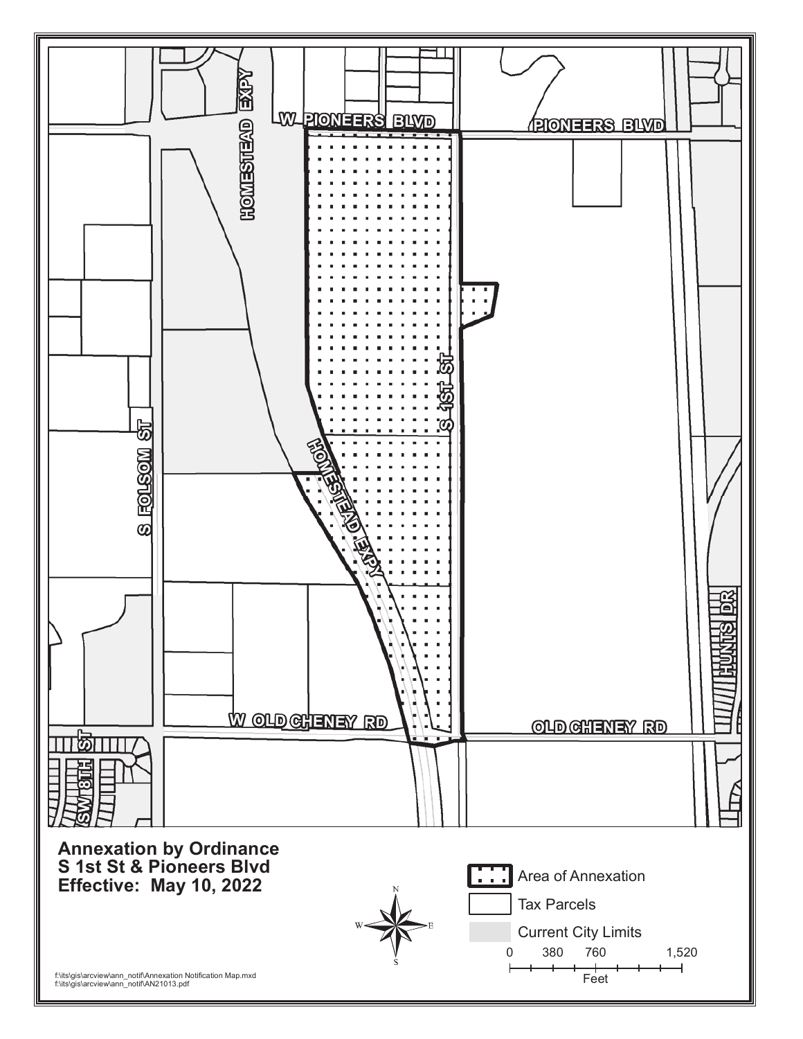W PIONEERS BLVD

PIONEERS BLVD

HOMESTEAD EXPY

S 1ST ST

S FOLSOM ST

HOMESTEAD EXPY

W OLD CHENEY RD

OLD CHENEY RD

HUNTS DR

SW 8TH ST

**Annexation by Ordinance**
**S 1st St & Pioneers Blvd**
**Effective: May 10, 2022**

N E S W

Area of Annexation

Tax Parcels

Current City Limits

0 380 760 1,520

Feet

f:\its\gis\arcview\ann_notif\Annexation Notification Map.mxd
f:\its\gis\arcview\ann_notif\AN21013.pdf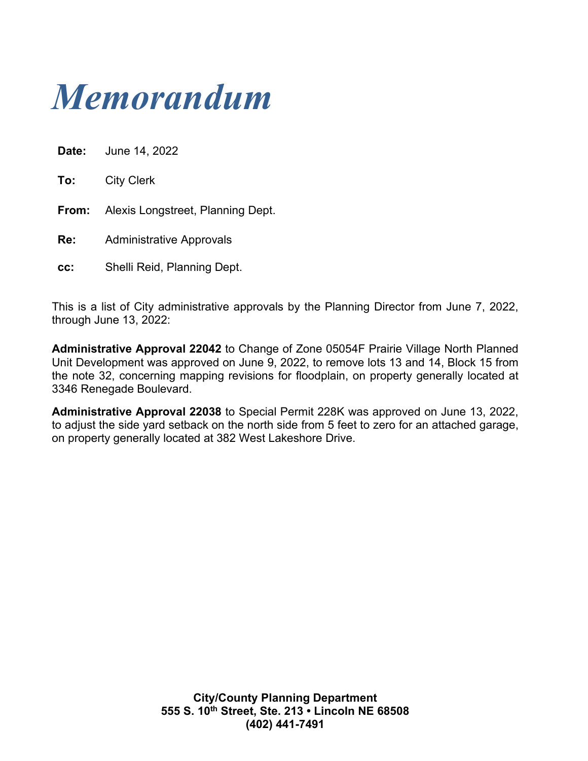# *Memorandum*

**Date:** June 14, 2022

**To:** City Clerk

**From:** Alexis Longstreet, Planning Dept.

**Re:** Administrative Approvals

**cc:** Shelli Reid, Planning Dept.

This is a list of City administrative approvals by the Planning Director from June 7, 2022, through June 13, 2022:

**Administrative Approval 22042** to Change of Zone 05054F Prairie Village North Planned Unit Development was approved on June 9, 2022, to remove lots 13 and 14, Block 15 from the note 32, concerning mapping revisions for floodplain, on property generally located at 3346 Renegade Boulevard.

**Administrative Approval 22038** to Special Permit 228K was approved on June 13, 2022, to adjust the side yard setback on the north side from 5 feet to zero for an attached garage, on property generally located at 382 West Lakeshore Drive.

**City/County Planning Department**
**555 S. 10th Street, Ste. 213 • Lincoln NE 68508**
**(402) 441-7491**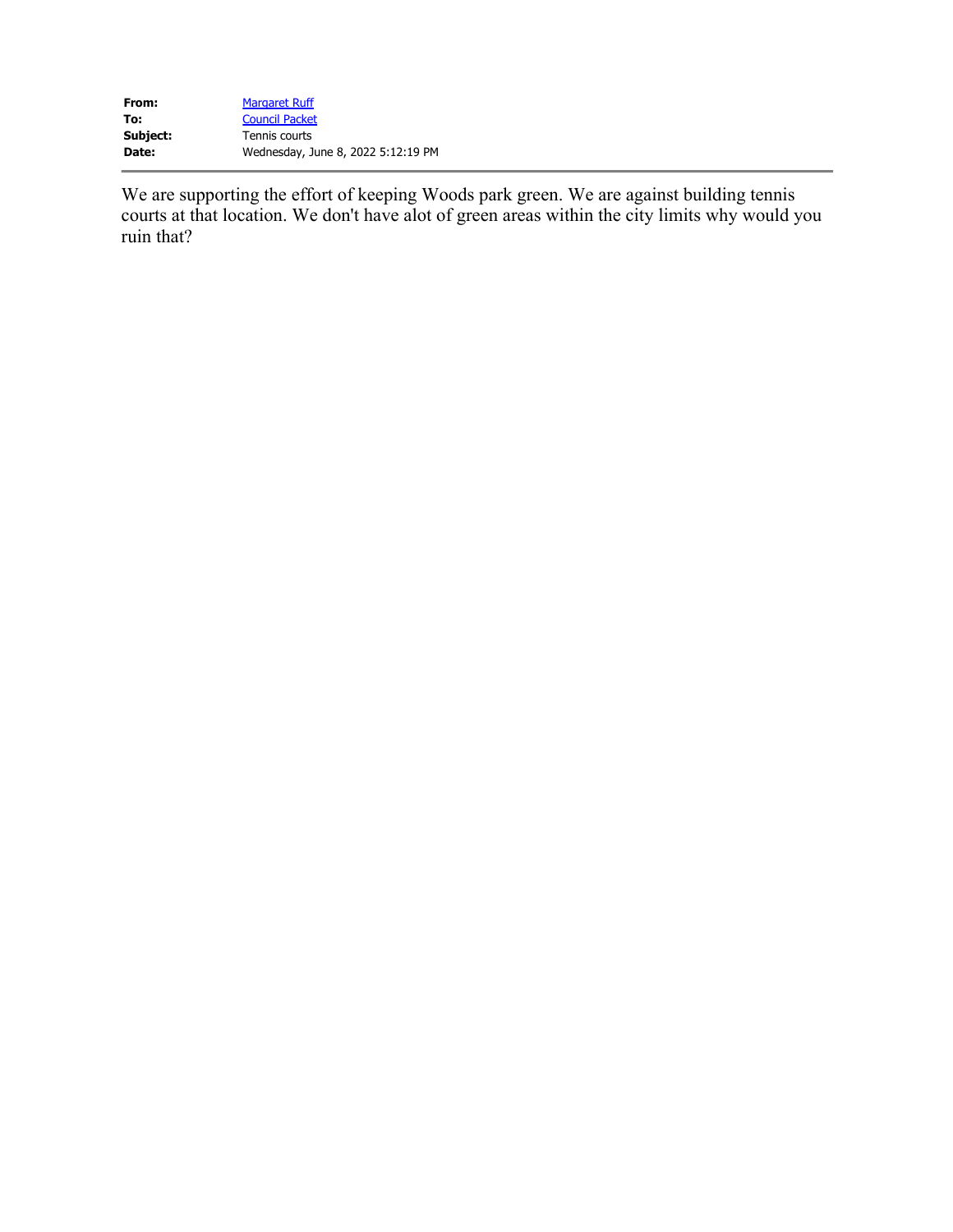| | |
|---|---|
| **From:** | Margaret Ruff |
| **To:** | Council Packet |
| **Subject:** | Tennis courts |
| **Date:** | Wednesday, June 8, 2022 5:12:19 PM |

---

We are supporting the effort of keeping Woods park green. We are against building tennis courts at that location. We don't have alot of green areas within the city limits why would you ruin that?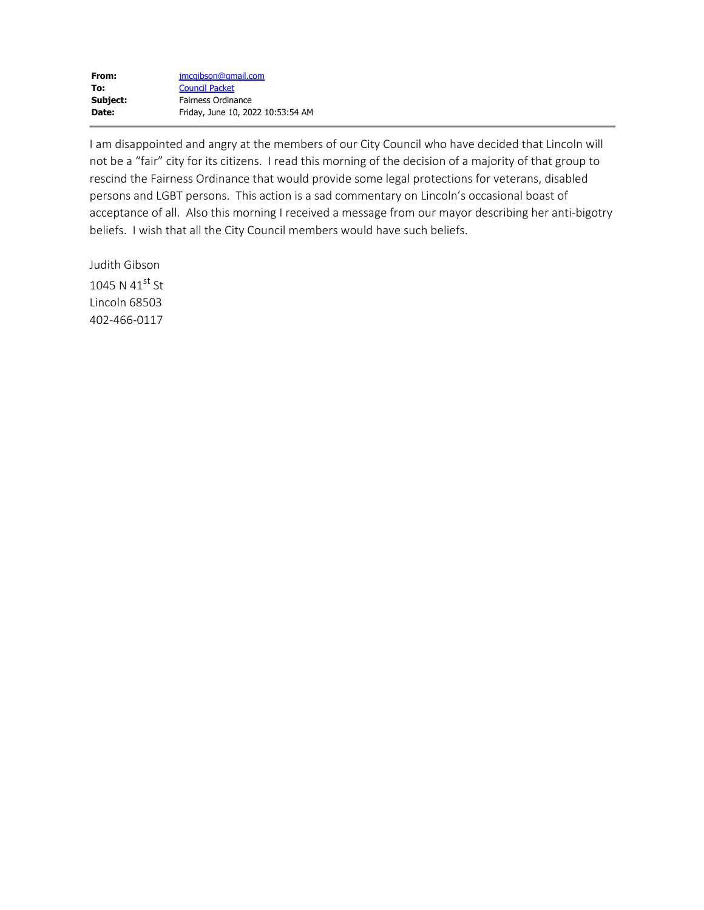**From:** jmcgibson@gmail.com
**To:** Council Packet
**Subject:** Fairness Ordinance
**Date:** Friday, June 10, 2022 10:53:54 AM

---

I am disappointed and angry at the members of our City Council who have decided that Lincoln will not be a "fair" city for its citizens. I read this morning of the decision of a majority of that group to rescind the Fairness Ordinance that would provide some legal protections for veterans, disabled persons and LGBT persons. This action is a sad commentary on Lincoln's occasional boast of acceptance of all. Also this morning I received a message from our mayor describing her anti-bigotry beliefs. I wish that all the City Council members would have such beliefs.

Judith Gibson
1045 N 41st St
Lincoln 68503
402-466-0117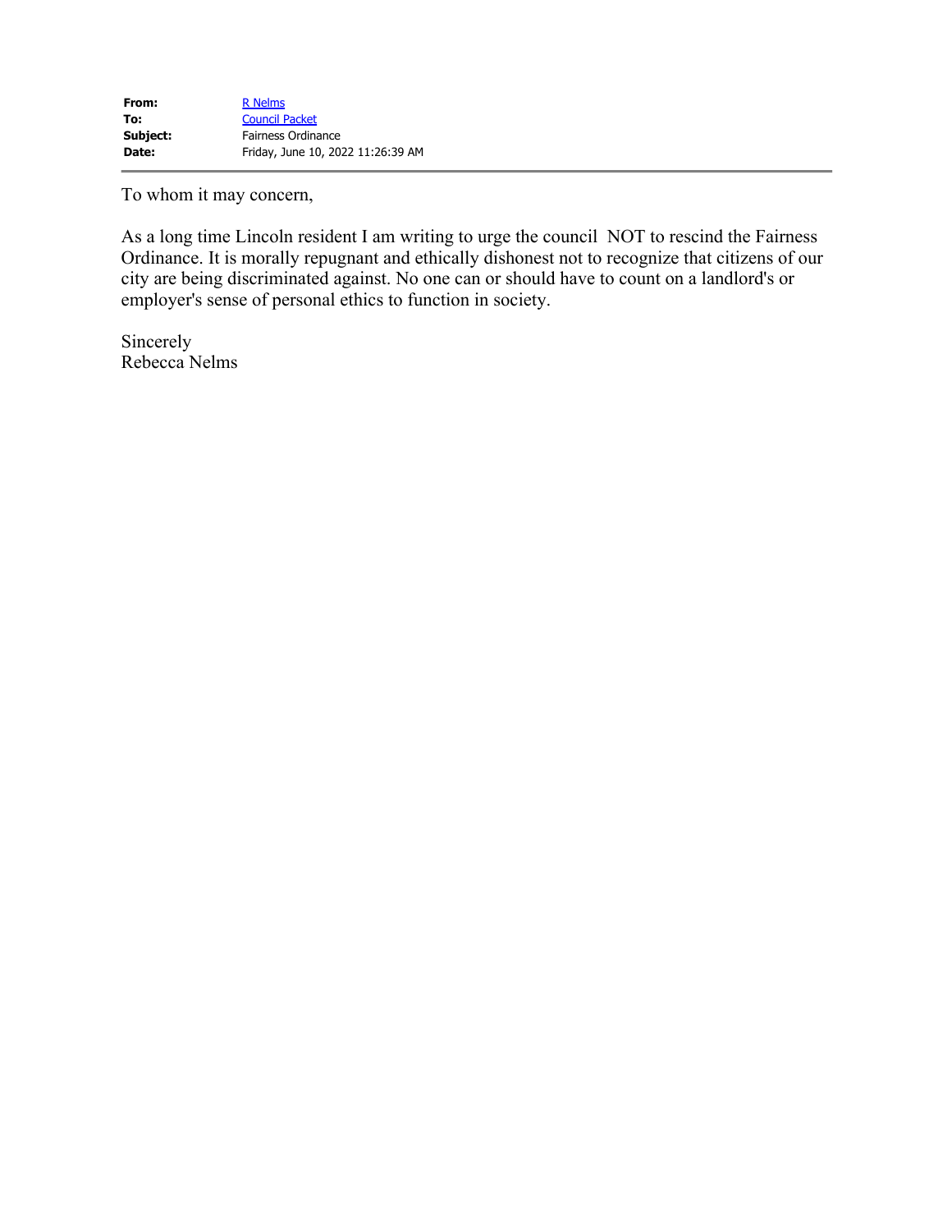| | |
|---|---|
| **From:** | R Nelms |
| **To:** | Council Packet |
| **Subject:** | Fairness Ordinance |
| **Date:** | Friday, June 10, 2022 11:26:39 AM |

---

To whom it may concern,

As a long time Lincoln resident I am writing to urge the council NOT to rescind the Fairness Ordinance. It is morally repugnant and ethically dishonest not to recognize that citizens of our city are being discriminated against. No one can or should have to count on a landlord's or employer's sense of personal ethics to function in society.

Sincerely
Rebecca Nelms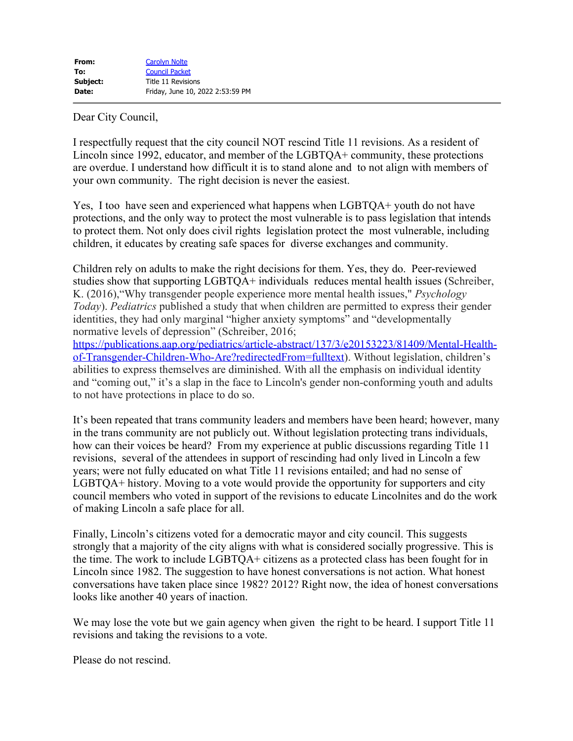| | |
|---|---|
| **From:** | Carolyn Nolte |
| **To:** | Council Packet |
| **Subject:** | Title 11 Revisions |
| **Date:** | Friday, June 10, 2022 2:53:59 PM |

---

Dear City Council,

I respectfully request that the city council NOT rescind Title 11 revisions. As a resident of Lincoln since 1992, educator, and member of the LGBTQA+ community, these protections are overdue. I understand how difficult it is to stand alone and to not align with members of your own community. The right decision is never the easiest.

Yes, I too have seen and experienced what happens when LGBTQA+ youth do not have protections, and the only way to protect the most vulnerable is to pass legislation that intends to protect them. Not only does civil rights legislation protect the most vulnerable, including children, it educates by creating safe spaces for diverse exchanges and community.

Children rely on adults to make the right decisions for them. Yes, they do. Peer-reviewed studies show that supporting LGBTQA+ individuals reduces mental health issues (Schreiber, K. (2016),"Why transgender people experience more mental health issues," *Psychology Today*). *Pediatrics* published a study that when children are permitted to express their gender identities, they had only marginal "higher anxiety symptoms" and "developmentally normative levels of depression" (Schreiber, 2016; https://publications.aap.org/pediatrics/article-abstract/137/3/e20153223/81409/Mental-Health-of-Transgender-Children-Who-Are?redirectedFrom=fulltext). Without legislation, children's abilities to express themselves are diminished. With all the emphasis on individual identity and "coming out," it's a slap in the face to Lincoln's gender non-conforming youth and adults to not have protections in place to do so.

It's been repeated that trans community leaders and members have been heard; however, many in the trans community are not publicly out. Without legislation protecting trans individuals, how can their voices be heard? From my experience at public discussions regarding Title 11 revisions, several of the attendees in support of rescinding had only lived in Lincoln a few years; were not fully educated on what Title 11 revisions entailed; and had no sense of LGBTQA+ history. Moving to a vote would provide the opportunity for supporters and city council members who voted in support of the revisions to educate Lincolnites and do the work of making Lincoln a safe place for all.

Finally, Lincoln's citizens voted for a democratic mayor and city council. This suggests strongly that a majority of the city aligns with what is considered socially progressive. This is the time. The work to include LGBTQA+ citizens as a protected class has been fought for in Lincoln since 1982. The suggestion to have honest conversations is not action. What honest conversations have taken place since 1982? 2012? Right now, the idea of honest conversations looks like another 40 years of inaction.

We may lose the vote but we gain agency when given the right to be heard. I support Title 11 revisions and taking the revisions to a vote.

Please do not rescind.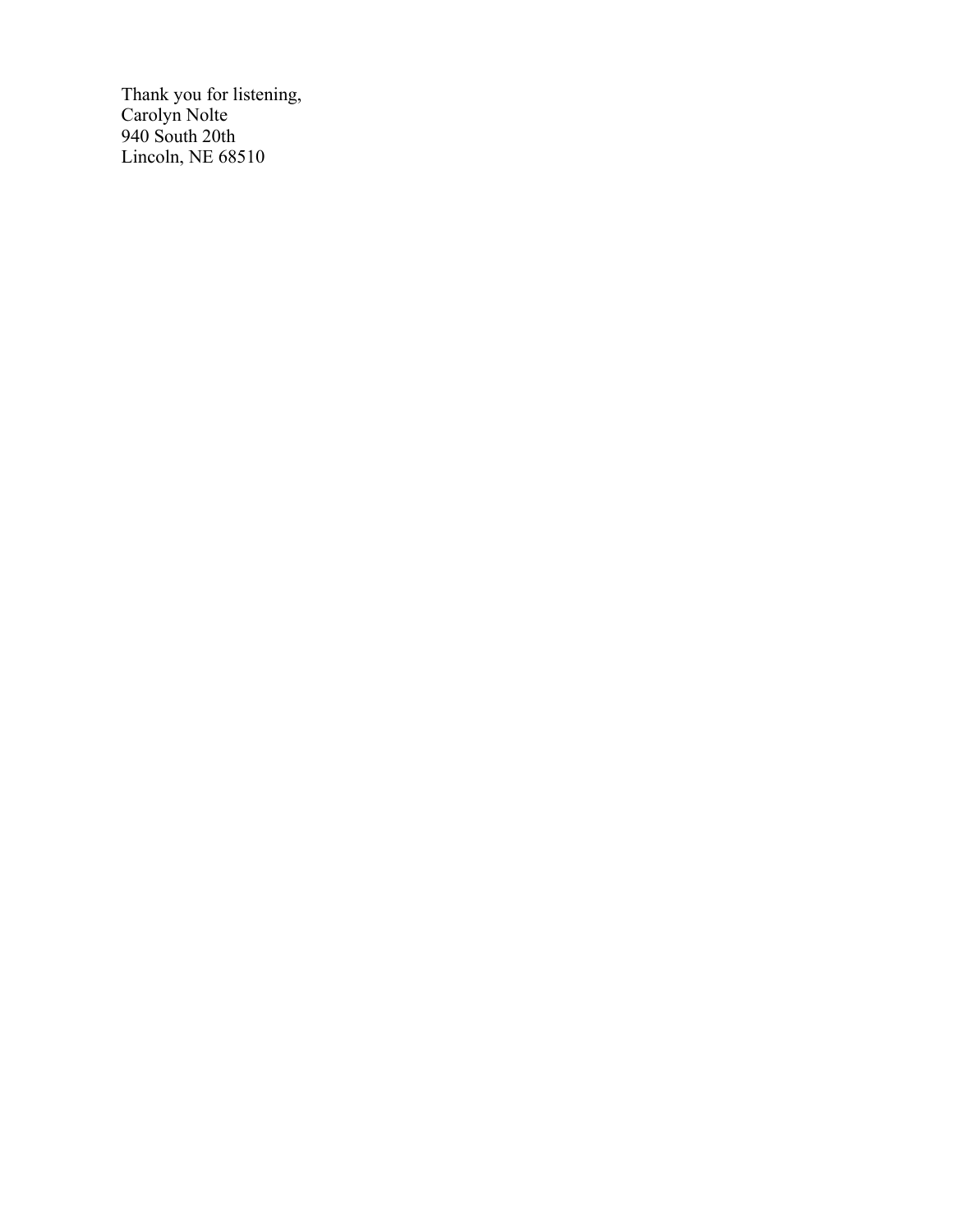Thank you for listening,  
Carolyn Nolte  
940 South 20th  
Lincoln, NE 68510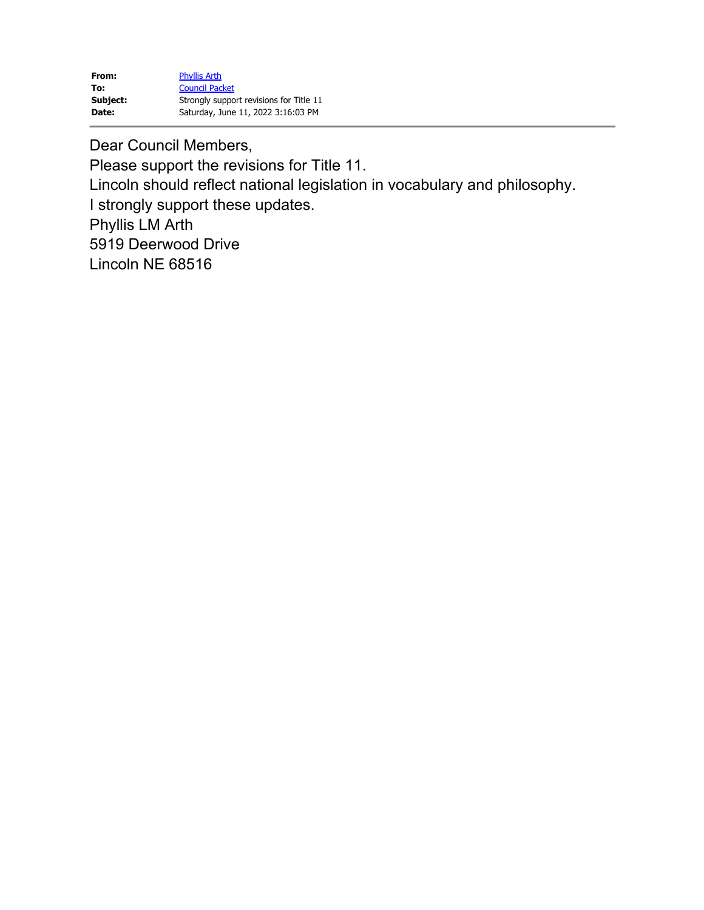**From:** Phyllis Arth
**To:** Council Packet
**Subject:** Strongly support revisions for Title 11
**Date:** Saturday, June 11, 2022 3:16:03 PM

---

Dear Council Members,

Please support the revisions for Title 11.

Lincoln should reflect national legislation in vocabulary and philosophy.

I strongly support these updates.

Phyllis LM Arth
5919 Deerwood Drive
Lincoln NE 68516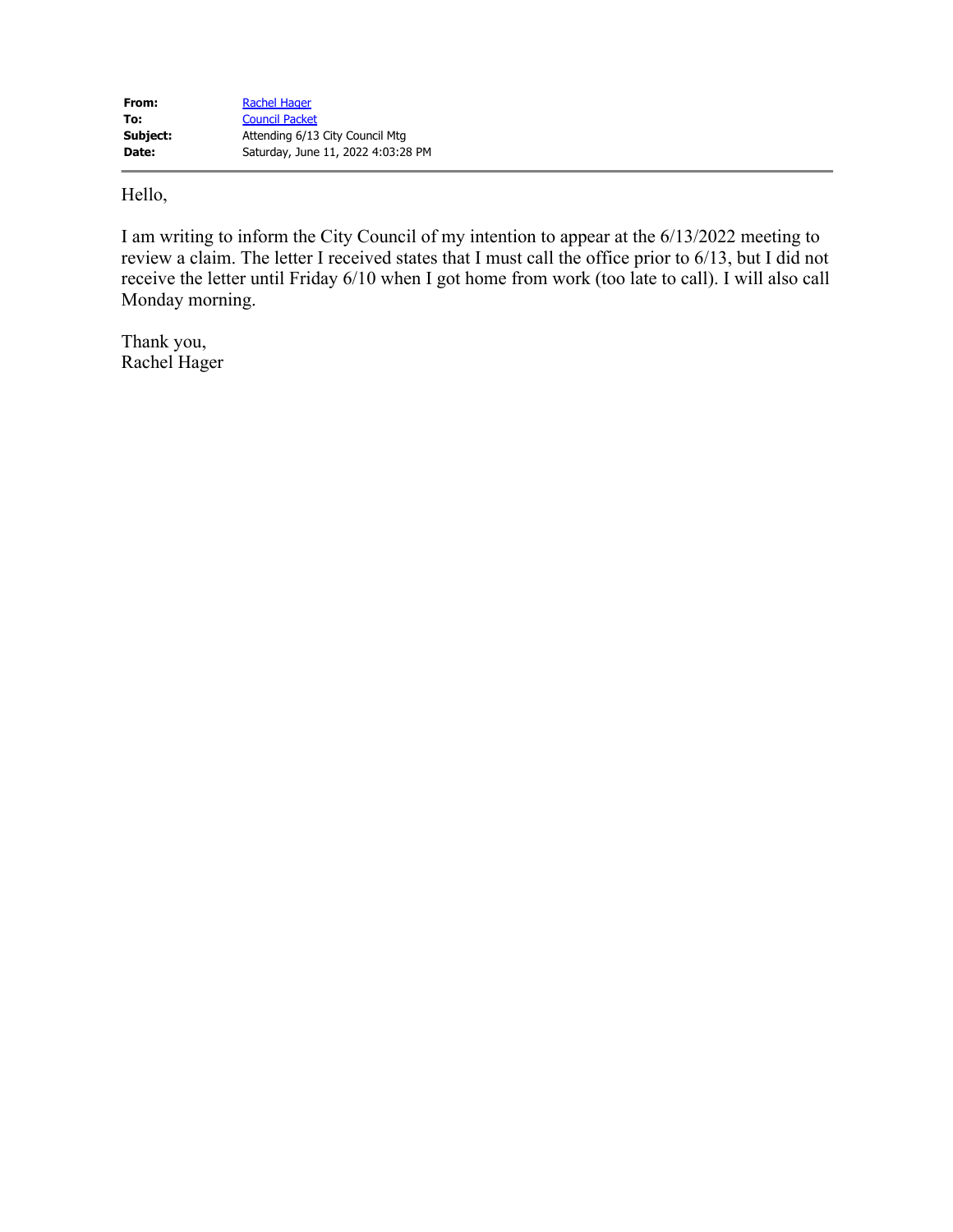**From:** Rachel Hager
**To:** Council Packet
**Subject:** Attending 6/13 City Council Mtg
**Date:** Saturday, June 11, 2022 4:03:28 PM

---

Hello,

I am writing to inform the City Council of my intention to appear at the 6/13/2022 meeting to review a claim. The letter I received states that I must call the office prior to 6/13, but I did not receive the letter until Friday 6/10 when I got home from work (too late to call). I will also call Monday morning.

Thank you,
Rachel Hager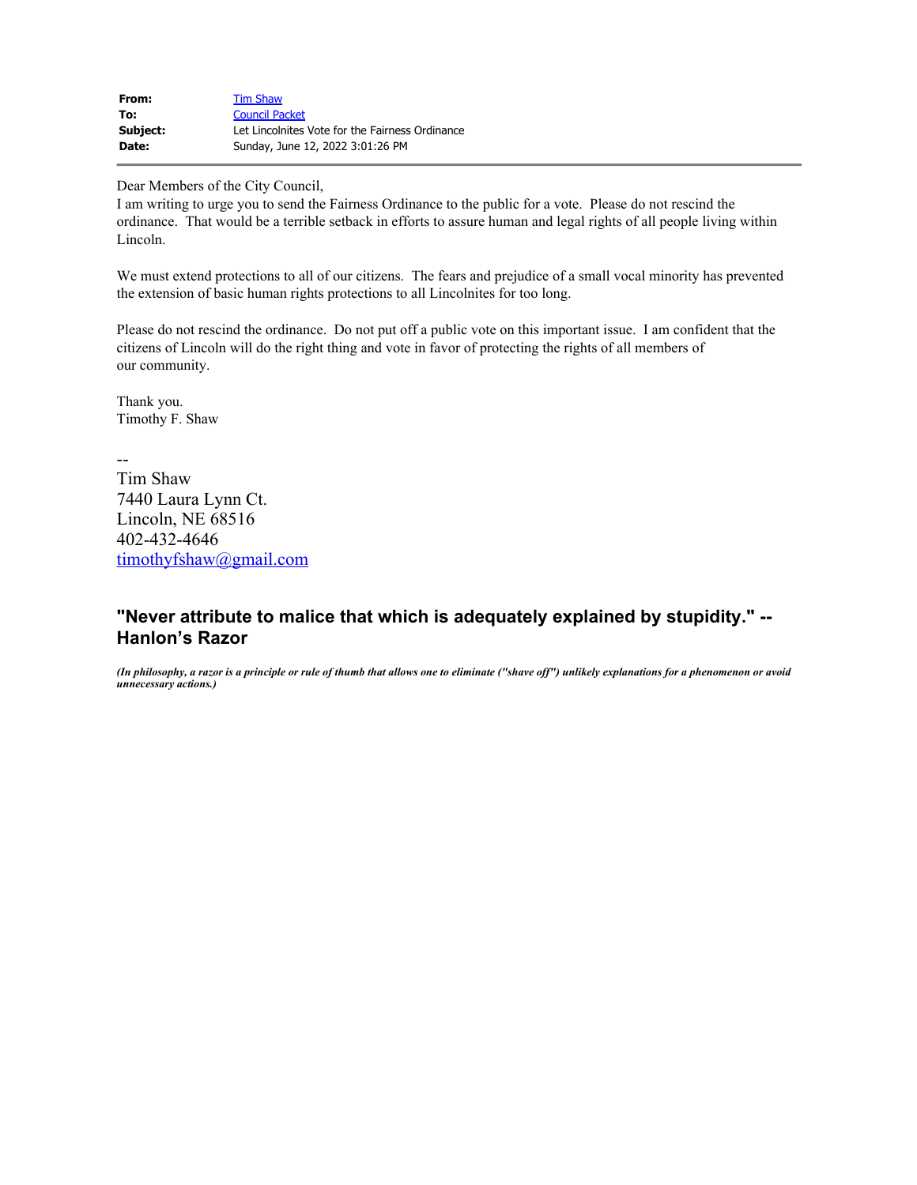| | |
|---|---|
| **From:** | Tim Shaw |
| **To:** | Council Packet |
| **Subject:** | Let Lincolnites Vote for the Fairness Ordinance |
| **Date:** | Sunday, June 12, 2022 3:01:26 PM |

---

Dear Members of the City Council,
I am writing to urge you to send the Fairness Ordinance to the public for a vote. Please do not rescind the ordinance. That would be a terrible setback in efforts to assure human and legal rights of all people living within Lincoln.

We must extend protections to all of our citizens. The fears and prejudice of a small vocal minority has prevented the extension of basic human rights protections to all Lincolnites for too long.

Please do not rescind the ordinance. Do not put off a public vote on this important issue. I am confident that the citizens of Lincoln will do the right thing and vote in favor of protecting the rights of all members of our community.

Thank you.
Timothy F. Shaw

--
Tim Shaw
7440 Laura Lynn Ct.
Lincoln, NE 68516
402-432-4646
timothyfshaw@gmail.com

**"Never attribute to malice that which is adequately explained by stupidity." -- Hanlon's Razor**

***(In philosophy, a razor is a principle or rule of thumb that allows one to eliminate ("shave off") unlikely explanations for a phenomenon or avoid unnecessary actions.)***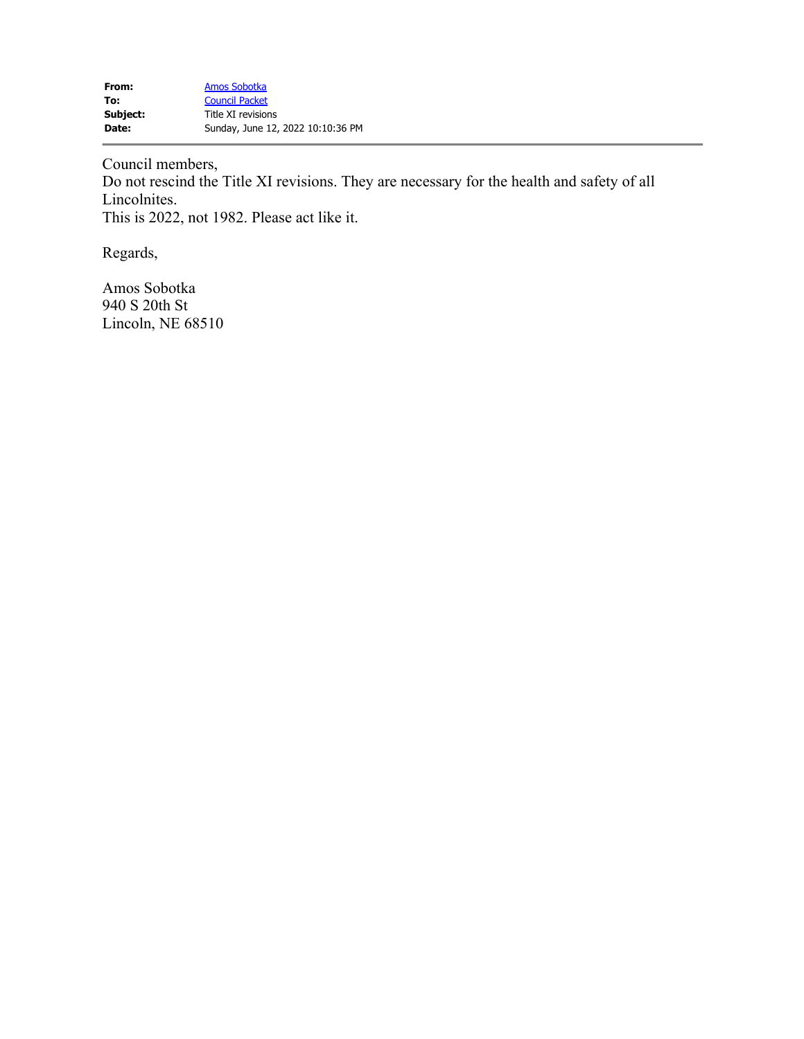| | |
|---|---|
| **From:** | Amos Sobotka |
| **To:** | Council Packet |
| **Subject:** | Title XI revisions |
| **Date:** | Sunday, June 12, 2022 10:10:36 PM |

---

Council members,
Do not rescind the Title XI revisions. They are necessary for the health and safety of all Lincolnites.
This is 2022, not 1982. Please act like it.

Regards,

Amos Sobotka
940 S 20th St
Lincoln, NE 68510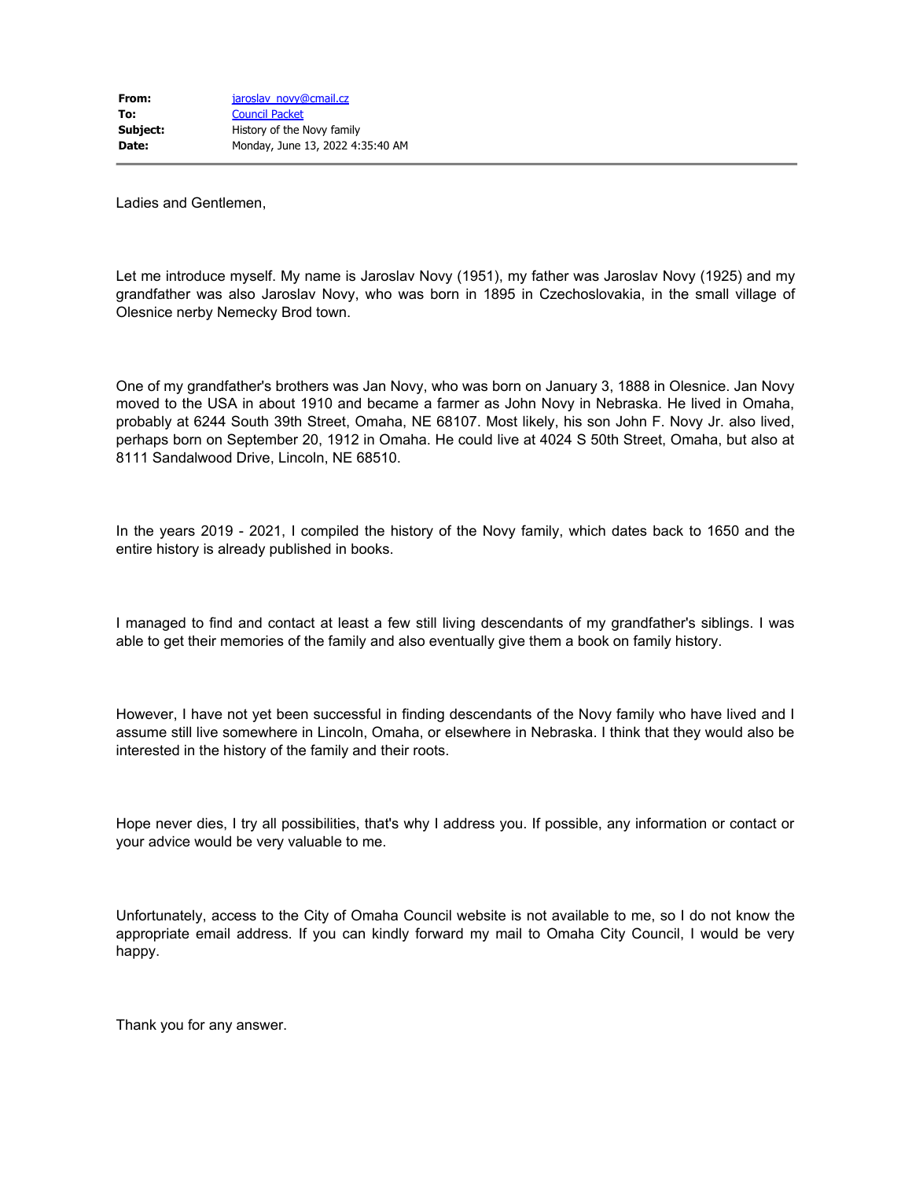| | |
|---|---|
| **From:** | jaroslav_novy@cmail.cz |
| **To:** | Council Packet |
| **Subject:** | History of the Novy family |
| **Date:** | Monday, June 13, 2022 4:35:40 AM |

Ladies and Gentlemen,

Let me introduce myself. My name is Jaroslav Novy (1951), my father was Jaroslav Novy (1925) and my grandfather was also Jaroslav Novy, who was born in 1895 in Czechoslovakia, in the small village of Olesnice nerby Nemecky Brod town.

One of my grandfather's brothers was Jan Novy, who was born on January 3, 1888 in Olesnice. Jan Novy moved to the USA in about 1910 and became a farmer as John Novy in Nebraska. He lived in Omaha, probably at 6244 South 39th Street, Omaha, NE 68107. Most likely, his son John F. Novy Jr. also lived, perhaps born on September 20, 1912 in Omaha. He could live at 4024 S 50th Street, Omaha, but also at 8111 Sandalwood Drive, Lincoln, NE 68510.

In the years 2019 - 2021, I compiled the history of the Novy family, which dates back to 1650 and the entire history is already published in books.

I managed to find and contact at least a few still living descendants of my grandfather's siblings. I was able to get their memories of the family and also eventually give them a book on family history.

However, I have not yet been successful in finding descendants of the Novy family who have lived and I assume still live somewhere in Lincoln, Omaha, or elsewhere in Nebraska. I think that they would also be interested in the history of the family and their roots.

Hope never dies, I try all possibilities, that's why I address you. If possible, any information or contact or your advice would be very valuable to me.

Unfortunately, access to the City of Omaha Council website is not available to me, so I do not know the appropriate email address. If you can kindly forward my mail to Omaha City Council, I would be very happy.

Thank you for any answer.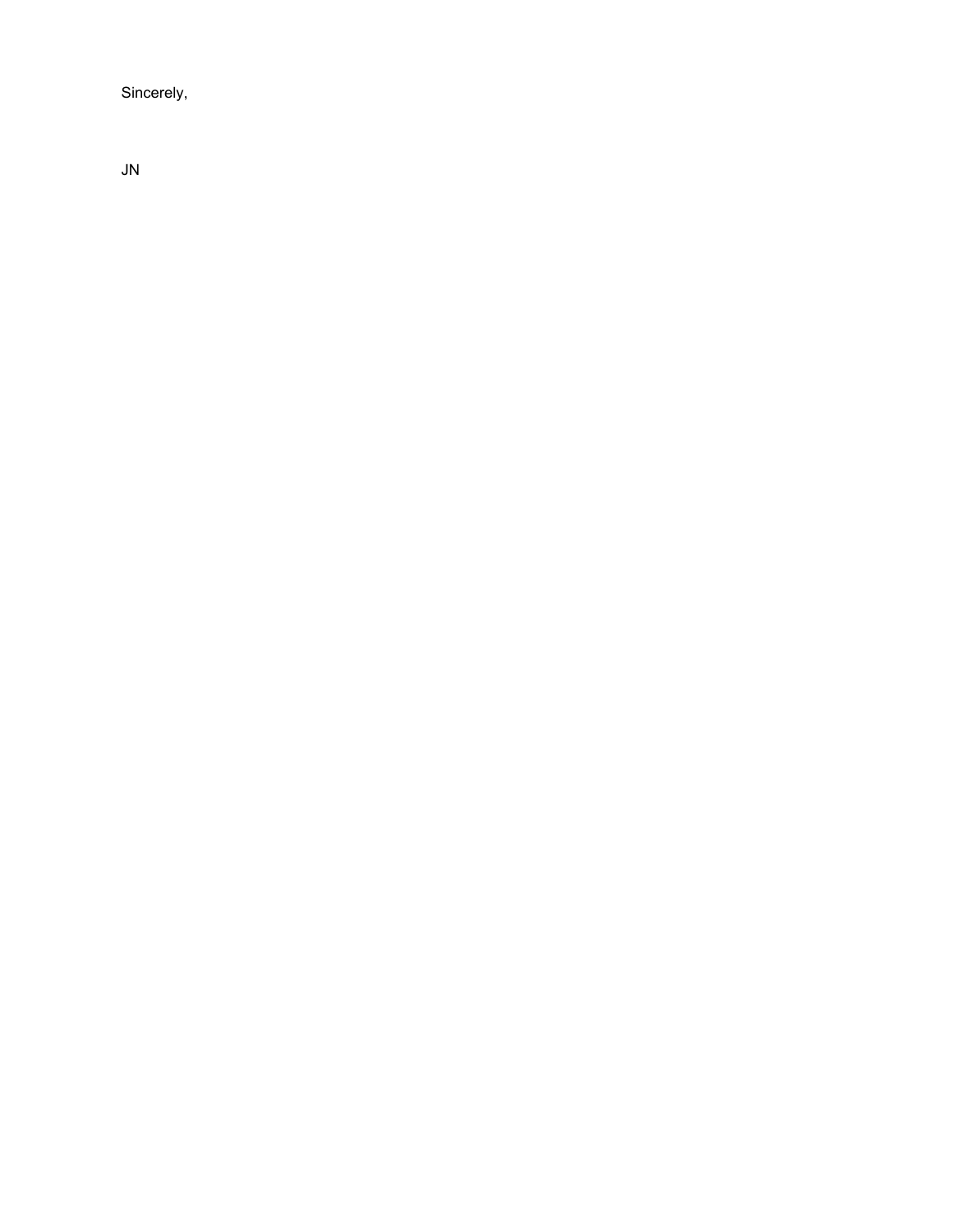Sincerely,

JN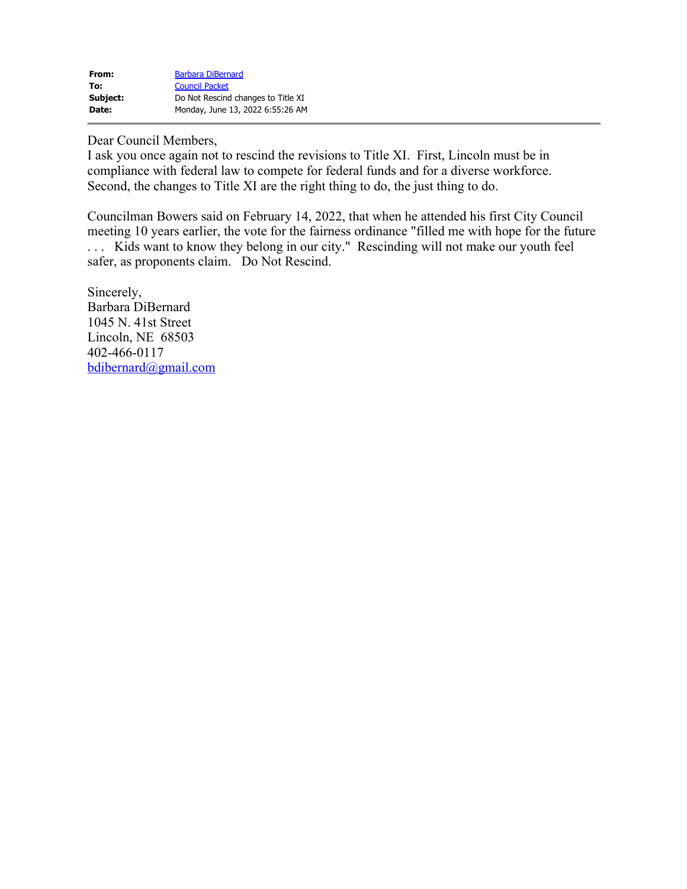**From:** Barbara DiBernard
**To:** Council Packet
**Subject:** Do Not Rescind changes to Title XI
**Date:** Monday, June 13, 2022 6:55:26 AM

---

Dear Council Members,
I ask you once again not to rescind the revisions to Title XI. First, Lincoln must be in compliance with federal law to compete for federal funds and for a diverse workforce. Second, the changes to Title XI are the right thing to do, the just thing to do.

Councilman Bowers said on February 14, 2022, that when he attended his first City Council meeting 10 years earlier, the vote for the fairness ordinance "filled me with hope for the future . . . Kids want to know they belong in our city." Rescinding will not make our youth feel safer, as proponents claim. Do Not Rescind.

Sincerely,
Barbara DiBernard
1045 N. 41st Street
Lincoln, NE 68503
402-466-0117
bdibernard@gmail.com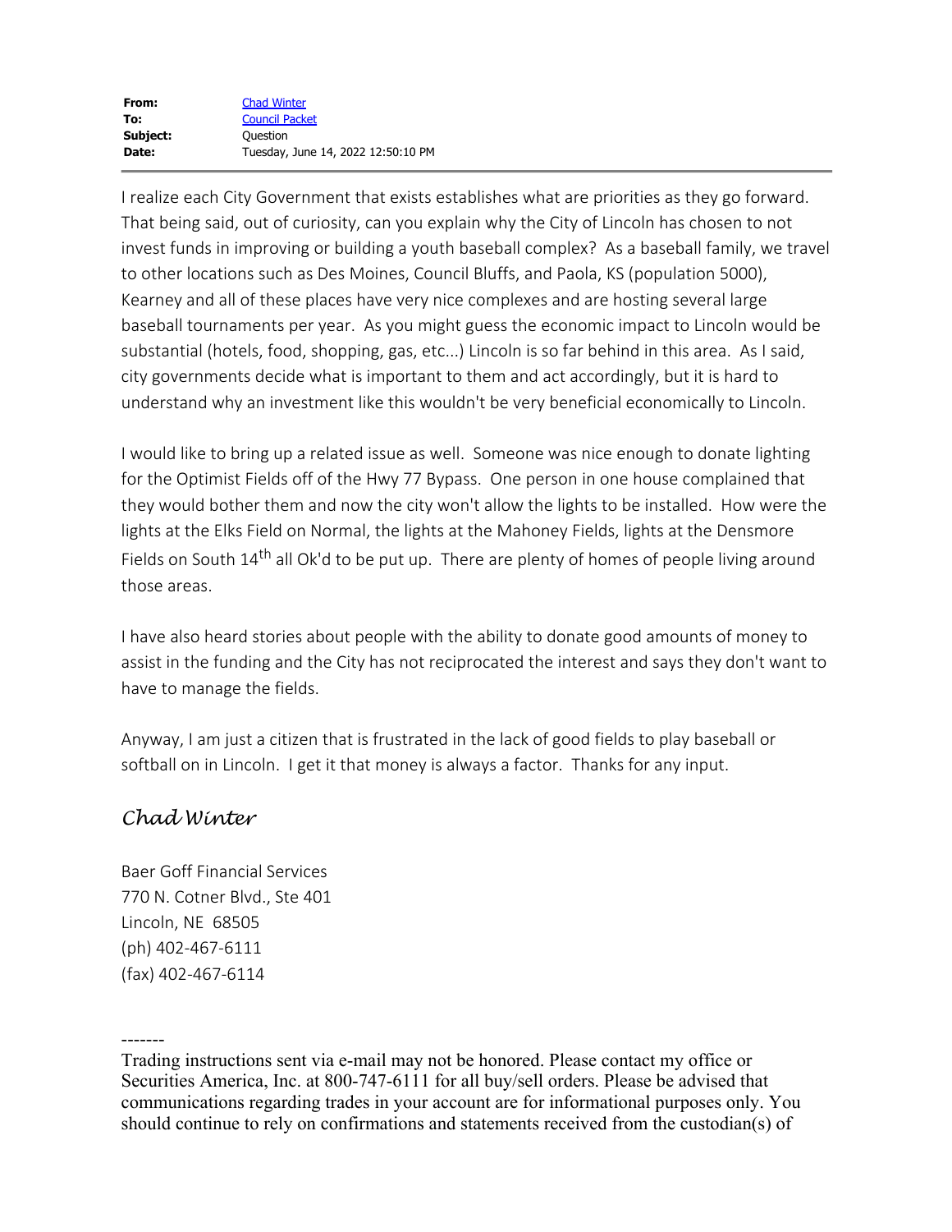| | |
|---|---|
| **From:** | Chad Winter |
| **To:** | Council Packet |
| **Subject:** | Question |
| **Date:** | Tuesday, June 14, 2022 12:50:10 PM |

---

I realize each City Government that exists establishes what are priorities as they go forward. That being said, out of curiosity, can you explain why the City of Lincoln has chosen to not invest funds in improving or building a youth baseball complex? As a baseball family, we travel to other locations such as Des Moines, Council Bluffs, and Paola, KS (population 5000), Kearney and all of these places have very nice complexes and are hosting several large baseball tournaments per year. As you might guess the economic impact to Lincoln would be substantial (hotels, food, shopping, gas, etc...) Lincoln is so far behind in this area. As I said, city governments decide what is important to them and act accordingly, but it is hard to understand why an investment like this wouldn't be very beneficial economically to Lincoln.

I would like to bring up a related issue as well. Someone was nice enough to donate lighting for the Optimist Fields off of the Hwy 77 Bypass. One person in one house complained that they would bother them and now the city won't allow the lights to be installed. How were the lights at the Elks Field on Normal, the lights at the Mahoney Fields, lights at the Densmore Fields on South 14th all Ok'd to be put up. There are plenty of homes of people living around those areas.

I have also heard stories about people with the ability to donate good amounts of money to assist in the funding and the City has not reciprocated the interest and says they don't want to have to manage the fields.

Anyway, I am just a citizen that is frustrated in the lack of good fields to play baseball or softball on in Lincoln. I get it that money is always a factor. Thanks for any input.

*Chad Winter*

Baer Goff Financial Services
770 N. Cotner Blvd., Ste 401
Lincoln, NE 68505
(ph) 402-467-6111
(fax) 402-467-6114

-------

Trading instructions sent via e-mail may not be honored. Please contact my office or Securities America, Inc. at 800-747-6111 for all buy/sell orders. Please be advised that communications regarding trades in your account are for informational purposes only. You should continue to rely on confirmations and statements received from the custodian(s) of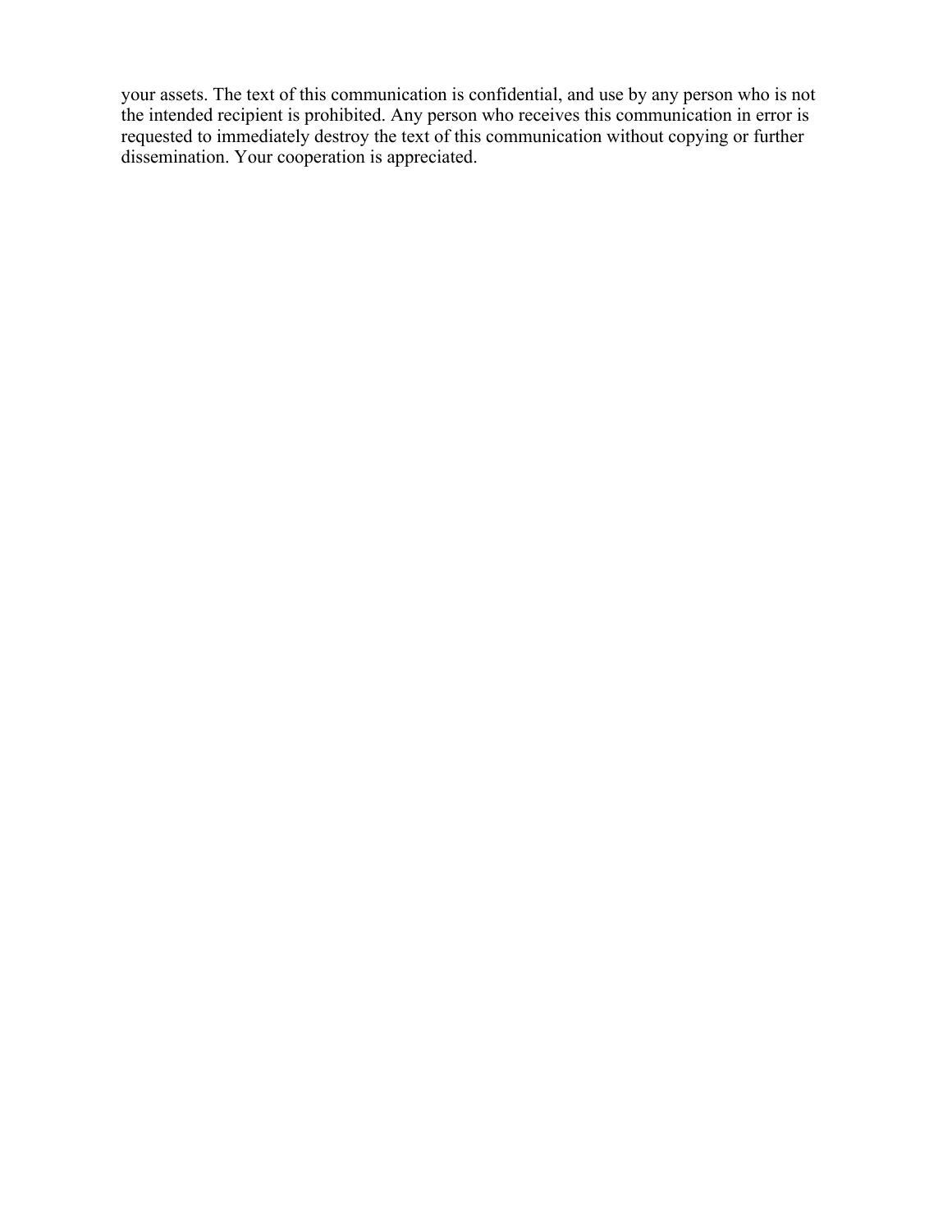your assets. The text of this communication is confidential, and use by any person who is not the intended recipient is prohibited. Any person who receives this communication in error is requested to immediately destroy the text of this communication without copying or further dissemination. Your cooperation is appreciated.